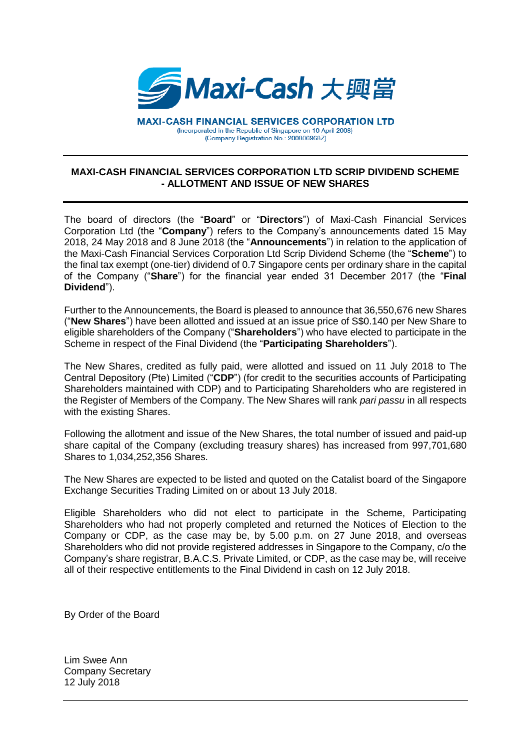**Maxi-Cash 大興當**

**MAXI-CASH FINANCIAL SERVICES CORPORATION LTD**
(Incorporated in the Republic of Singapore on 10 April 2008)
(Company Registration No.: 200806968Z)

---

## MAXI-CASH FINANCIAL SERVICES CORPORATION LTD SCRIP DIVIDEND SCHEME - ALLOTMENT AND ISSUE OF NEW SHARES

---

The board of directors (the "**Board**" or "**Directors**") of Maxi-Cash Financial Services Corporation Ltd (the "**Company**") refers to the Company's announcements dated 15 May 2018, 24 May 2018 and 8 June 2018 (the "**Announcements**") in relation to the application of the Maxi-Cash Financial Services Corporation Ltd Scrip Dividend Scheme (the "**Scheme**") to the final tax exempt (one-tier) dividend of 0.7 Singapore cents per ordinary share in the capital of the Company ("**Share**") for the financial year ended 31 December 2017 (the "**Final Dividend**").

Further to the Announcements, the Board is pleased to announce that 36,550,676 new Shares ("**New Shares**") have been allotted and issued at an issue price of S$0.140 per New Share to eligible shareholders of the Company ("**Shareholders**") who have elected to participate in the Scheme in respect of the Final Dividend (the "**Participating Shareholders**").

The New Shares, credited as fully paid, were allotted and issued on 11 July 2018 to The Central Depository (Pte) Limited ("**CDP**") (for credit to the securities accounts of Participating Shareholders maintained with CDP) and to Participating Shareholders who are registered in the Register of Members of the Company. The New Shares will rank *pari passu* in all respects with the existing Shares.

Following the allotment and issue of the New Shares, the total number of issued and paid-up share capital of the Company (excluding treasury shares) has increased from 997,701,680 Shares to 1,034,252,356 Shares.

The New Shares are expected to be listed and quoted on the Catalist board of the Singapore Exchange Securities Trading Limited on or about 13 July 2018.

Eligible Shareholders who did not elect to participate in the Scheme, Participating Shareholders who had not properly completed and returned the Notices of Election to the Company or CDP, as the case may be, by 5.00 p.m. on 27 June 2018, and overseas Shareholders who did not provide registered addresses in Singapore to the Company, c/o the Company's share registrar, B.A.C.S. Private Limited, or CDP, as the case may be, will receive all of their respective entitlements to the Final Dividend in cash on 12 July 2018.

By Order of the Board

Lim Swee Ann
Company Secretary
12 July 2018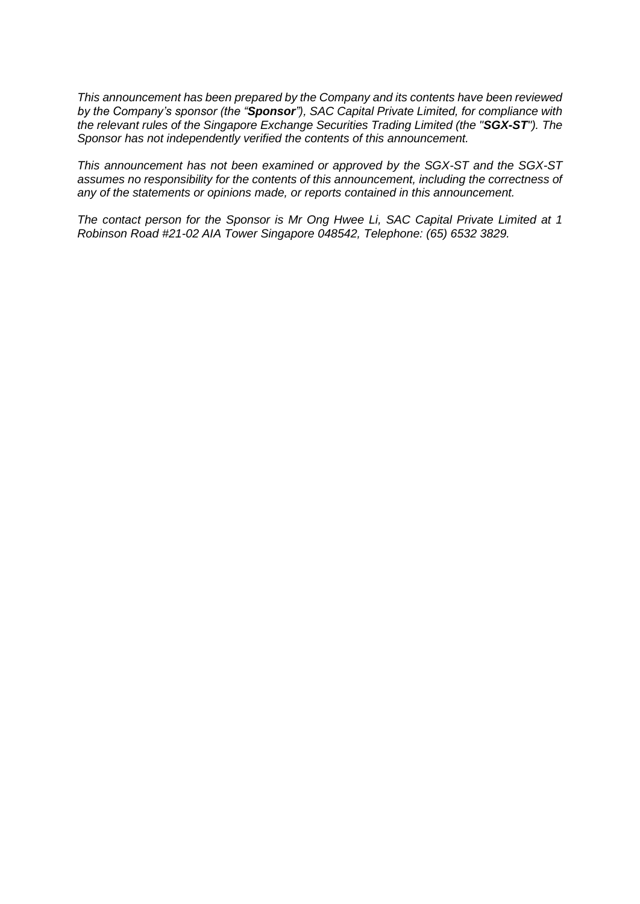*This announcement has been prepared by the Company and its contents have been reviewed by the Company's sponsor (the "**Sponsor**"), SAC Capital Private Limited, for compliance with the relevant rules of the Singapore Exchange Securities Trading Limited (the "**SGX-ST**"). The Sponsor has not independently verified the contents of this announcement.*

*This announcement has not been examined or approved by the SGX-ST and the SGX-ST assumes no responsibility for the contents of this announcement, including the correctness of any of the statements or opinions made, or reports contained in this announcement.*

*The contact person for the Sponsor is Mr Ong Hwee Li, SAC Capital Private Limited at 1 Robinson Road #21-02 AIA Tower Singapore 048542, Telephone: (65) 6532 3829.*